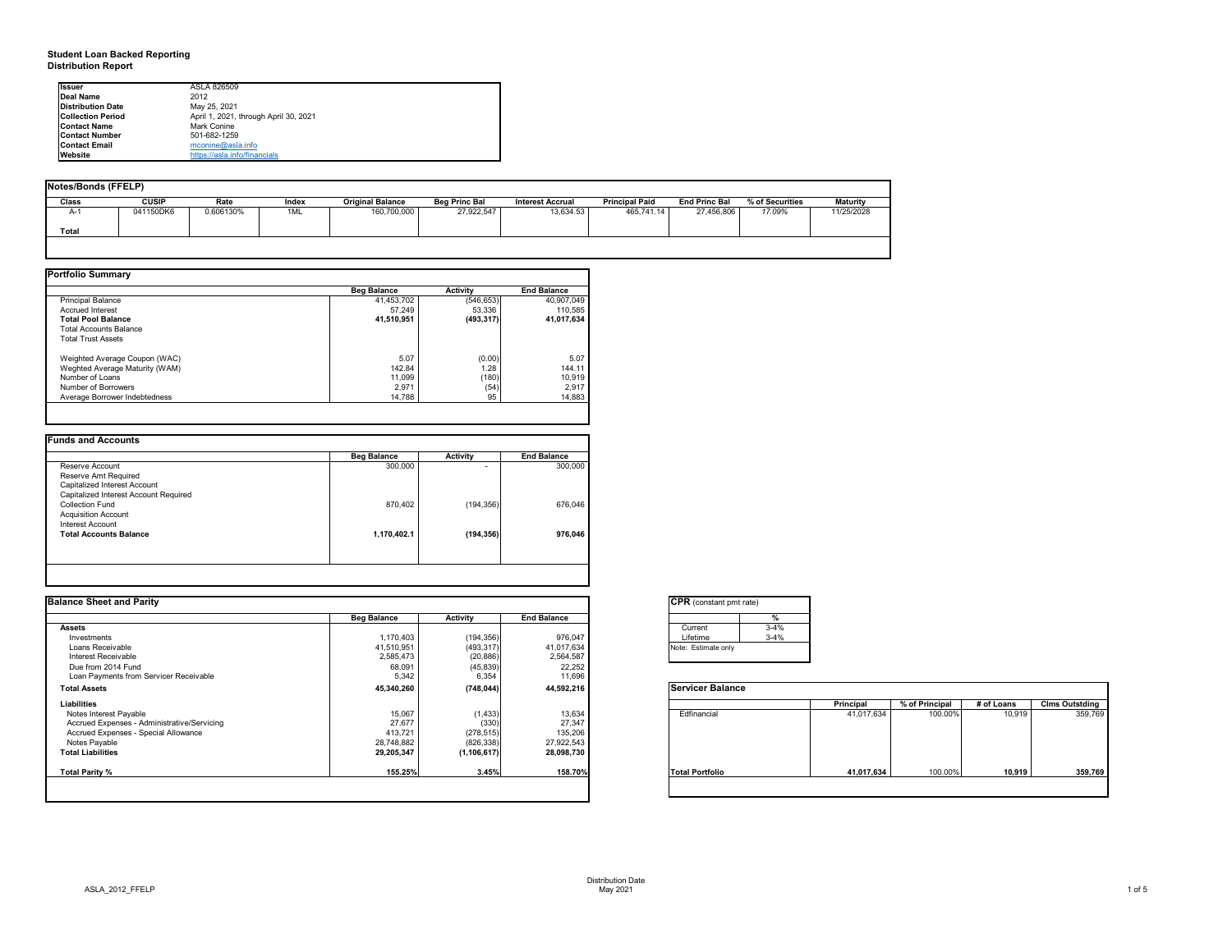**Student Loan Backed Reporting**
**Distribution Report**

| | |
|---|---|
| **Issuer** | ASLA 826509 |
| **Deal Name** | 2012 |
| **Distribution Date** | May 25, 2021 |
| **Collection Period** | April 1, 2021, through April 30, 2021 |
| **Contact Name** | Mark Conine |
| **Contact Number** | 501-682-1259 |
| **Contact Email** | mconine@asla.info |
| **Website** | https://asla.info/financials |

**Notes/Bonds (FFELP)**

| Class | CUSIP | Rate | Index | Original Balance | Beg Princ Bal | Interest Accrual | Principal Paid | End Princ Bal | % of Securities | Maturity |
|---|---|---|---|---|---|---|---|---|---|---|
| A-1 | 041150DK6 | 0.606130% | 1ML | 160,700,000 | 27,922,547 | 13,634.53 | 465,741.14 | 27,456,806 | 17.09% | 11/25/2028 |
| **Total** | | | | | | | | | | |

**Portfolio Summary**

| | Beg Balance | Activity | End Balance |
|---|---|---|---|
| Principal Balance | 41,453,702 | (546,653) | 40,907,049 |
| Accrued Interest | 57,249 | 53,336 | 110,585 |
| **Total Pool Balance** | **41,510,951** | **(493,317)** | **41,017,634** |
| Total Accounts Balance | | | |
| Total Trust Assets | | | |
| | | | |
| Weighted Average Coupon (WAC) | 5.07 | (0.00) | 5.07 |
| Weghted Average Maturity (WAM) | 142.84 | 1.28 | 144.11 |
| Number of Loans | 11,099 | (180) | 10,919 |
| Number of Borrowers | 2,971 | (54) | 2,917 |
| Average Borrower Indebtedness | 14,788 | 95 | 14,883 |

**Funds and Accounts**

| | Beg Balance | Activity | End Balance |
|---|---|---|---|
| Reserve Account | 300,000 | - | 300,000 |
| Reserve Amt Required | | | |
| Capitalized Interest Account | | | |
| Capitalized Interest Account Required | | | |
| Collection Fund | 870,402 | (194,356) | 676,046 |
| Acquisition Account | | | |
| Interest Account | | | |
| **Total Accounts Balance** | **1,170,402.1** | **(194,356)** | **976,046** |

**Balance Sheet and Parity**

| | Beg Balance | Activity | End Balance |
|---|---|---|---|
| **Assets** | | | |
| Investments | 1,170,403 | (194,356) | 976,047 |
| Loans Receivable | 41,510,951 | (493,317) | 41,017,634 |
| Interest Receivable | 2,585,473 | (20,886) | 2,564,587 |
| Due from 2014 Fund | 68,091 | (45,839) | 22,252 |
| Loan Payments from Servicer Receivable | 5,342 | 6,354 | 11,696 |
| **Total Assets** | **45,340,260** | **(748,044)** | **44,592,216** |
| **Liabilities** | | | |
| Notes Interest Payable | 15,067 | (1,433) | 13,634 |
| Accrued Expenses - Administrative/Servicing | 27,677 | (330) | 27,347 |
| Accrued Expenses - Special Allowance | 413,721 | (278,515) | 135,206 |
| Notes Payable | 28,748,882 | (826,338) | 27,922,543 |
| **Total Liabilities** | **29,205,347** | **(1,106,617)** | **28,098,730** |
| | | | |
| **Total Parity %** | **155.25%** | **3.45%** | **158.70%** |

**CPR** (constant pmt rate)

| | % |
|---|---|
| Current | 3-4% |
| Lifetime | 3-4% |

Note: Estimate only

**Servicer Balance**

| | Principal | % of Principal | # of Loans | Clms Outstding |
|---|---|---|---|---|
| Edfinancial | 41,017,634 | 100.00% | 10,919 | 359,769 |
| **Total Portfolio** | **41,017,634** | 100.00% | **10,919** | **359,769** |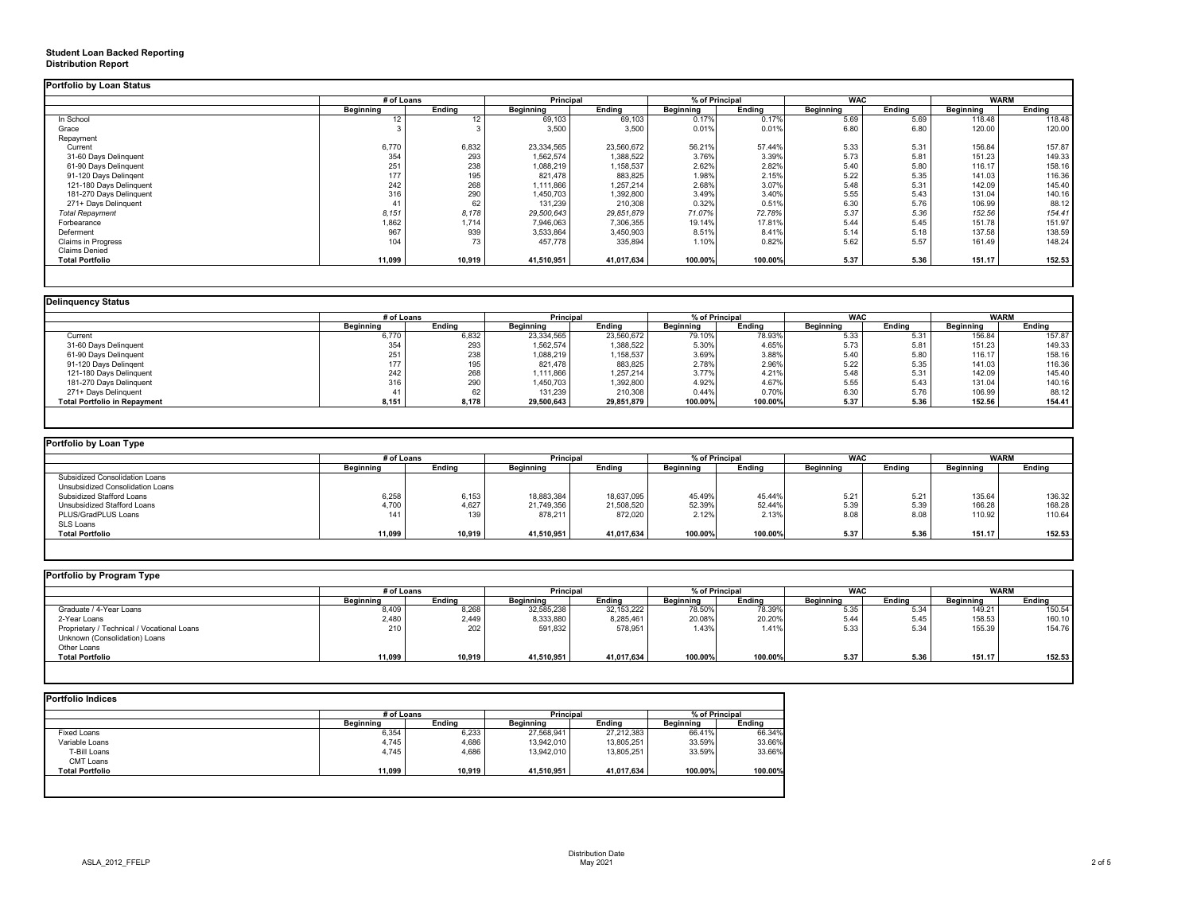**Student Loan Backed Reporting**
**Distribution Report**

### Portfolio by Loan Status

| | # of Loans | | Principal | | % of Principal | | WAC | | WARM | |
|---|---|---|---|---|---|---|---|---|---|---|
| | Beginning | Ending | Beginning | Ending | Beginning | Ending | Beginning | Ending | Beginning | Ending |
| In School | 12 | 12 | 69,103 | 69,103 | 0.17% | 0.17% | 5.69 | 5.69 | 118.48 | 118.48 |
| Grace | 3 | 3 | 3,500 | 3,500 | 0.01% | 0.01% | 6.80 | 6.80 | 120.00 | 120.00 |
| Repayment | | | | | | | | | | |
| Current | 6,770 | 6,832 | 23,334,565 | 23,560,672 | 56.21% | 57.44% | 5.33 | 5.31 | 156.84 | 157.87 |
| 31-60 Days Delinquent | 354 | 293 | 1,562,574 | 1,388,522 | 3.76% | 3.39% | 5.73 | 5.81 | 151.23 | 149.33 |
| 61-90 Days Delinquent | 251 | 238 | 1,088,219 | 1,158,537 | 2.62% | 2.82% | 5.40 | 5.80 | 116.17 | 158.16 |
| 91-120 Days Delingent | 177 | 195 | 821,478 | 883,825 | 1.98% | 2.15% | 5.22 | 5.35 | 141.03 | 116.36 |
| 121-180 Days Delinquent | 242 | 268 | 1,111,866 | 1,257,214 | 2.68% | 3.07% | 5.48 | 5.31 | 142.09 | 145.40 |
| 181-270 Days Delinquent | 316 | 290 | 1,450,703 | 1,392,800 | 3.49% | 3.40% | 5.55 | 5.43 | 131.04 | 140.16 |
| 271+ Days Delinquent | 41 | 62 | 131,239 | 210,308 | 0.32% | 0.51% | 6.30 | 5.76 | 106.99 | 88.12 |
| *Total Repayment* | *8,151* | *8,178* | *29,500,643* | *29,851,879* | *71.07%* | *72.78%* | *5.37* | *5.36* | *152.56* | *154.41* |
| Forbearance | 1,862 | 1,714 | 7,946,063 | 7,306,355 | 19.14% | 17.81% | 5.44 | 5.45 | 151.78 | 151.97 |
| Deferment | 967 | 939 | 3,533,864 | 3,450,903 | 8.51% | 8.41% | 5.14 | 5.18 | 137.58 | 138.59 |
| Claims in Progress | 104 | 73 | 457,778 | 335,894 | 1.10% | 0.82% | 5.62 | 5.57 | 161.49 | 148.24 |
| Claims Denied | | | | | | | | | | |
| **Total Portfolio** | **11,099** | **10,919** | **41,510,951** | **41,017,634** | **100.00%** | **100.00%** | **5.37** | **5.36** | **151.17** | **152.53** |

### Delinquency Status

| | # of Loans | | Principal | | % of Principal | | WAC | | WARM | |
|---|---|---|---|---|---|---|---|---|---|---|
| | Beginning | Ending | Beginning | Ending | Beginning | Ending | Beginning | Ending | Beginning | Ending |
| Current | 6,770 | 6,832 | 23,334,565 | 23,560,672 | 79.10% | 78.93% | 5.33 | 5.31 | 156.84 | 157.87 |
| 31-60 Days Delinquent | 354 | 293 | 1,562,574 | 1,388,522 | 5.30% | 4.65% | 5.73 | 5.81 | 151.23 | 149.33 |
| 61-90 Days Delinquent | 251 | 238 | 1,088,219 | 1,158,537 | 3.69% | 3.88% | 5.40 | 5.80 | 116.17 | 158.16 |
| 91-120 Days Delingent | 177 | 195 | 821,478 | 883,825 | 2.78% | 2.96% | 5.22 | 5.35 | 141.03 | 116.36 |
| 121-180 Days Delinquent | 242 | 268 | 1,111,866 | 1,257,214 | 3.77% | 4.21% | 5.48 | 5.31 | 142.09 | 145.40 |
| 181-270 Days Delinquent | 316 | 290 | 1,450,703 | 1,392,800 | 4.92% | 4.67% | 5.55 | 5.43 | 131.04 | 140.16 |
| 271+ Days Delinquent | 41 | 62 | 131,239 | 210,308 | 0.44% | 0.70% | 6.30 | 5.76 | 106.99 | 88.12 |
| **Total Portfolio in Repayment** | **8,151** | **8,178** | **29,500,643** | **29,851,879** | **100.00%** | **100.00%** | **5.37** | **5.36** | **152.56** | **154.41** |

### Portfolio by Loan Type

| | # of Loans | | Principal | | % of Principal | | WAC | | WARM | |
|---|---|---|---|---|---|---|---|---|---|---|
| | Beginning | Ending | Beginning | Ending | Beginning | Ending | Beginning | Ending | Beginning | Ending |
| Subsidized Consolidation Loans | | | | | | | | | | |
| Unsubsidized Consolidation Loans | | | | | | | | | | |
| Subsidized Stafford Loans | 6,258 | 6,153 | 18,883,384 | 18,637,095 | 45.49% | 45.44% | 5.21 | 5.21 | 135.64 | 136.32 |
| Unsubsidized Stafford Loans | 4,700 | 4,627 | 21,749,356 | 21,508,520 | 52.39% | 52.44% | 5.39 | 5.39 | 166.28 | 168.28 |
| PLUS/GradPLUS Loans | 141 | 139 | 878,211 | 872,020 | 2.12% | 2.13% | 8.08 | 8.08 | 110.92 | 110.64 |
| SLS Loans | | | | | | | | | | |
| **Total Portfolio** | **11,099** | **10,919** | **41,510,951** | **41,017,634** | **100.00%** | **100.00%** | **5.37** | **5.36** | **151.17** | **152.53** |

### Portfolio by Program Type

| | # of Loans | | Principal | | % of Principal | | WAC | | WARM | |
|---|---|---|---|---|---|---|---|---|---|---|
| | Beginning | Ending | Beginning | Ending | Beginning | Ending | Beginning | Ending | Beginning | Ending |
| Graduate / 4-Year Loans | 8,409 | 8,268 | 32,585,238 | 32,153,222 | 78.50% | 78.39% | 5.35 | 5.34 | 149.21 | 150.54 |
| 2-Year Loans | 2,480 | 2,449 | 8,333,880 | 8,285,461 | 20.08% | 20.20% | 5.44 | 5.45 | 158.53 | 160.10 |
| Proprietary / Technical / Vocational Loans | 210 | 202 | 591,832 | 578,951 | 1.43% | 1.41% | 5.33 | 5.34 | 155.39 | 154.76 |
| Unknown (Consolidation) Loans | | | | | | | | | | |
| Other Loans | | | | | | | | | | |
| **Total Portfolio** | **11,099** | **10,919** | **41,510,951** | **41,017,634** | **100.00%** | **100.00%** | **5.37** | **5.36** | **151.17** | **152.53** |

### Portfolio Indices

| | # of Loans | | Principal | | % of Principal | |
|---|---|---|---|---|---|---|
| | Beginning | Ending | Beginning | Ending | Beginning | Ending |
| Fixed Loans | 6,354 | 6,233 | 27,568,941 | 27,212,383 | 66.41% | 66.34% |
| Variable Loans | 4,745 | 4,686 | 13,942,010 | 13,805,251 | 33.59% | 33.66% |
| T-Bill Loans | 4,745 | 4,686 | 13,942,010 | 13,805,251 | 33.59% | 33.66% |
| CMT Loans | | | | | | |
| **Total Portfolio** | **11,099** | **10,919** | **41,510,951** | **41,017,634** | **100.00%** | **100.00%** |

ASLA_2012_FFELP

Distribution Date
May 2021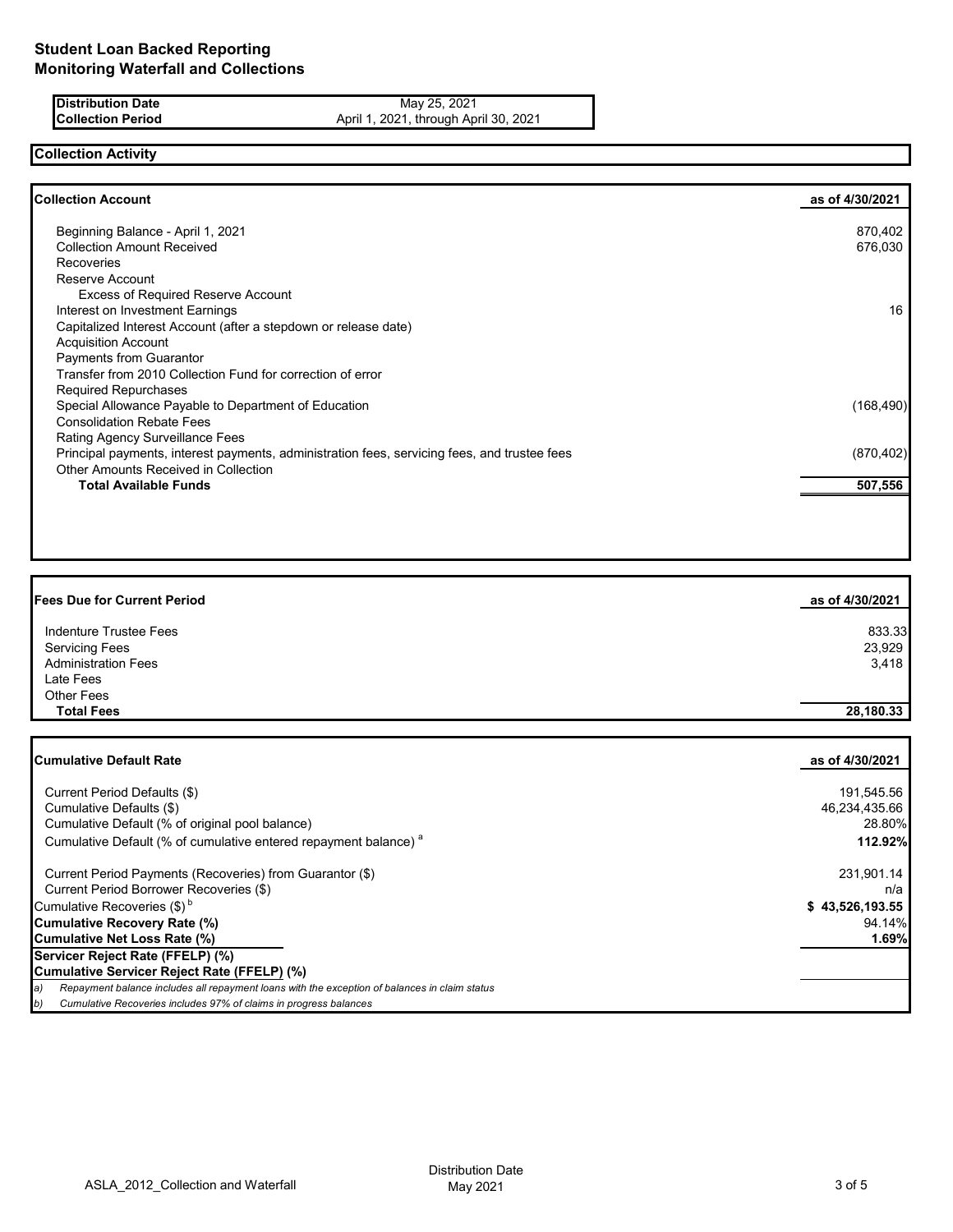# Student Loan Backed Reporting
## Monitoring Waterfall and Collections

| | |
|---|---|
| **Distribution Date** | May 25, 2021 |
| **Collection Period** | April 1, 2021, through April 30, 2021 |

## Collection Activity

| **Collection Account** | **as of 4/30/2021** |
|---|---|
| Beginning Balance - April 1, 2021 | 870,402 |
| Collection Amount Received | 676,030 |
| Recoveries | |
| Reserve Account | |
| Excess of Required Reserve Account | |
| Interest on Investment Earnings | 16 |
| Capitalized Interest Account (after a stepdown or release date) | |
| Acquisition Account | |
| Payments from Guarantor | |
| Transfer from 2010 Collection Fund for correction of error | |
| Required Repurchases | |
| Special Allowance Payable to Department of Education | (168,490) |
| Consolidation Rebate Fees | |
| Rating Agency Surveillance Fees | |
| Principal payments, interest payments, administration fees, servicing fees, and trustee fees | (870,402) |
| Other Amounts Received in Collection | |
| **Total Available Funds** | **507,556** |

| **Fees Due for Current Period** | **as of 4/30/2021** |
|---|---|
| Indenture Trustee Fees | 833.33 |
| Servicing Fees | 23,929 |
| Administration Fees | 3,418 |
| Late Fees | |
| Other Fees | |
| **Total Fees** | **28,180.33** |

| **Cumulative Default Rate** | **as of 4/30/2021** |
|---|---|
| Current Period Defaults ($) | 191,545.56 |
| Cumulative Defaults ($) | 46,234,435.66 |
| Cumulative Default (% of original pool balance) | 28.80% |
| Cumulative Default (% of cumulative entered repayment balance) [a] | **112.92%** |
| Current Period Payments (Recoveries) from Guarantor ($) | 231,901.14 |
| Current Period Borrower Recoveries ($) | n/a |
| Cumulative Recoveries ($) [b] | **$ 43,526,193.55** |
| **Cumulative Recovery Rate (%)** | 94.14% |
| **Cumulative Net Loss Rate (%)** | **1.69%** |
| **Servicer Reject Rate (FFELP) (%)** | |
| **Cumulative Servicer Reject Rate (FFELP) (%)** | |

*a) Repayment balance includes all repayment loans with the exception of balances in claim status*

*b) Cumulative Recoveries includes 97% of claims in progress balances*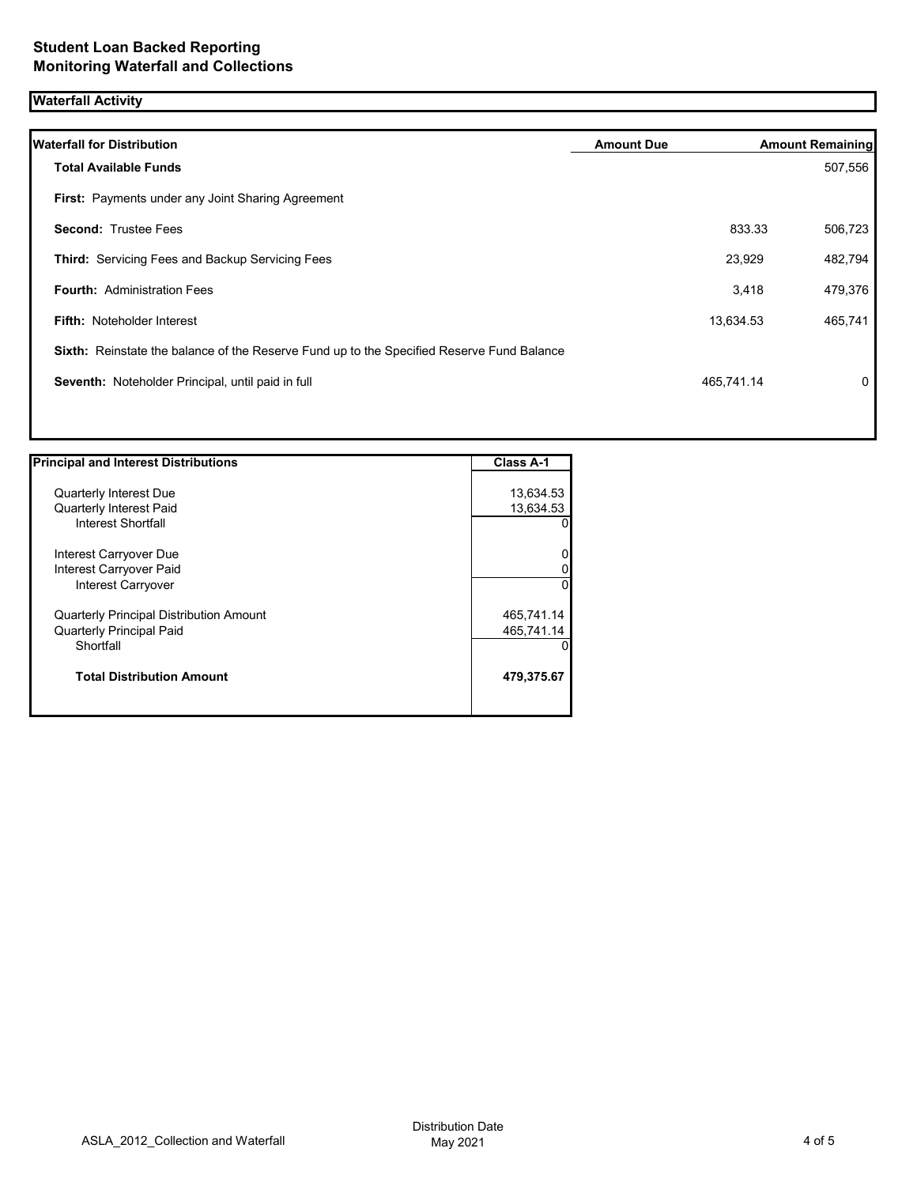## Student Loan Backed Reporting
## Monitoring Waterfall and Collections

### Waterfall Activity

| Waterfall for Distribution | Amount Due | Amount Remaining |
|---|---|---|
| **Total Available Funds** | | 507,556 |
| **First:** Payments under any Joint Sharing Agreement | | |
| **Second:** Trustee Fees | 833.33 | 506,723 |
| **Third:** Servicing Fees and Backup Servicing Fees | 23,929 | 482,794 |
| **Fourth:** Administration Fees | 3,418 | 479,376 |
| **Fifth:** Noteholder Interest | 13,634.53 | 465,741 |
| **Sixth:** Reinstate the balance of the Reserve Fund up to the Specified Reserve Fund Balance | | |
| **Seventh:** Noteholder Principal, until paid in full | 465,741.14 | 0 |

| Principal and Interest Distributions | Class A-1 |
|---|---|
| Quarterly Interest Due | 13,634.53 |
| Quarterly Interest Paid | 13,634.53 |
| Interest Shortfall | 0 |
| Interest Carryover Due | 0 |
| Interest Carryover Paid | 0 |
| Interest Carryover | 0 |
| Quarterly Principal Distribution Amount | 465,741.14 |
| Quarterly Principal Paid | 465,741.14 |
| Shortfall | 0 |
| **Total Distribution Amount** | **479,375.67** |

ASLA_2012_Collection and Waterfall — Distribution Date May 2021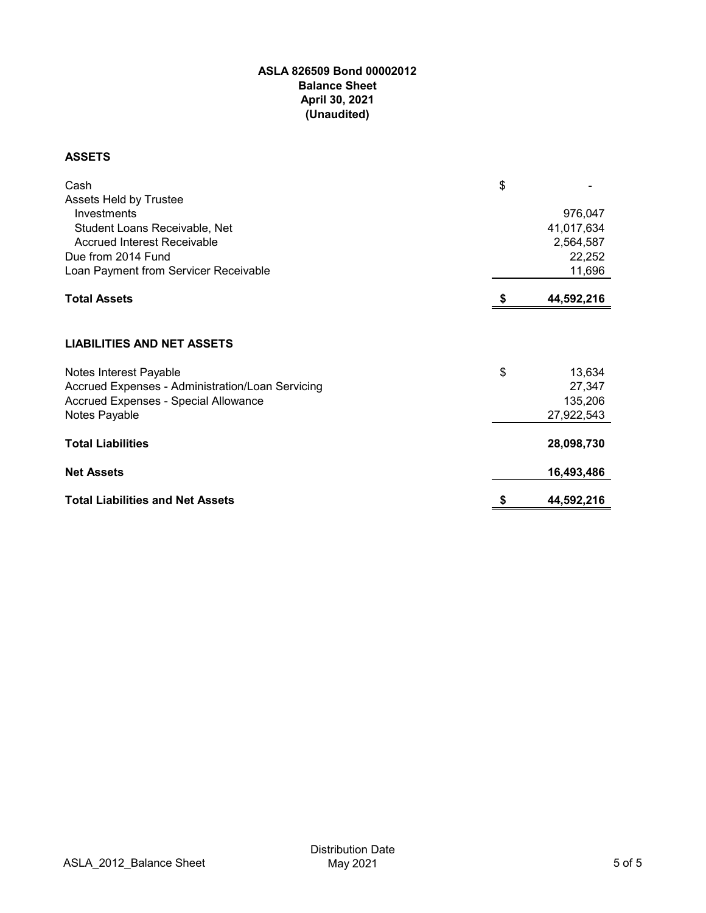# ASLA 826509 Bond 00002012
## Balance Sheet
## April 30, 2021
## (Unaudited)

### ASSETS

| | |
|---|---|
| Cash | $ - |
| Assets Held by Trustee | |
| Investments | 976,047 |
| Student Loans Receivable, Net | 41,017,634 |
| Accrued Interest Receivable | 2,564,587 |
| Due from 2014 Fund | 22,252 |
| Loan Payment from Servicer Receivable | 11,696 |
| **Total Assets** | **$ 44,592,216** |

### LIABILITIES AND NET ASSETS

| | |
|---|---|
| Notes Interest Payable | $ 13,634 |
| Accrued Expenses - Administration/Loan Servicing | 27,347 |
| Accrued Expenses - Special Allowance | 135,206 |
| Notes Payable | 27,922,543 |
| **Total Liabilities** | **28,098,730** |
| **Net Assets** | **16,493,486** |
| **Total Liabilities and Net Assets** | **$ 44,592,216** |

ASLA_2012_Balance Sheet

Distribution Date May 2021